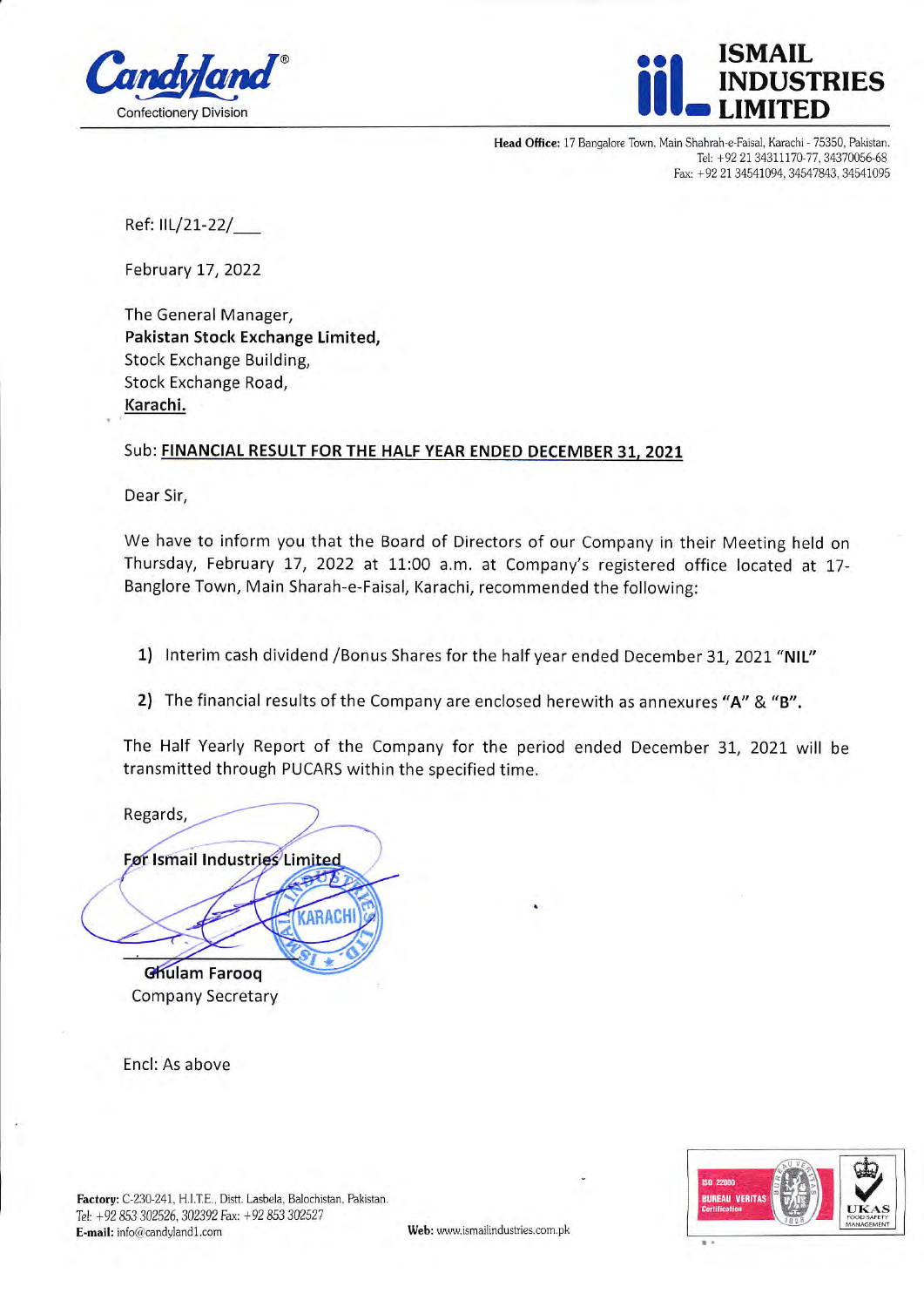**Candyland®**
Confectionery Division

**ISMAIL INDUSTRIES LIMITED**

**Head Office:** 17 Bangalore Town, Main Shahrah-e-Faisal, Karachi - 75350, Pakistan.
Tel: +92 21 34311170-77, 34370056-68
Fax: +92 21 34541094, 34547843, 34541095

Ref: IIL/21-22/___

February 17, 2022

The General Manager,
**Pakistan Stock Exchange Limited,**
Stock Exchange Building,
Stock Exchange Road,
**Karachi.**

Sub: **FINANCIAL RESULT FOR THE HALF YEAR ENDED DECEMBER 31, 2021**

Dear Sir,

We have to inform you that the Board of Directors of our Company in their Meeting held on Thursday, February 17, 2022 at 11:00 a.m. at Company's registered office located at 17-Banglore Town, Main Sharah-e-Faisal, Karachi, recommended the following:

1) Interim cash dividend /Bonus Shares for the half year ended December 31, 2021 "**NIL**"
2) The financial results of the Company are enclosed herewith as annexures **"A" & "B".**

The Half Yearly Report of the Company for the period ended December 31, 2021 will be transmitted through PUCARS within the specified time.

Regards,

**For Ismail Industries Limited**

**Ghulam Farooq**
Company Secretary

Encl: As above

**Factory:** C-230-241, H.I.T.E., Distt. Lasbela, Balochistan, Pakistan.
Tel: +92 853 302526, 302392 Fax: +92 853 302527
**E-mail:** info@candyland1.com
**Web:** www.ismailindustries.com.pk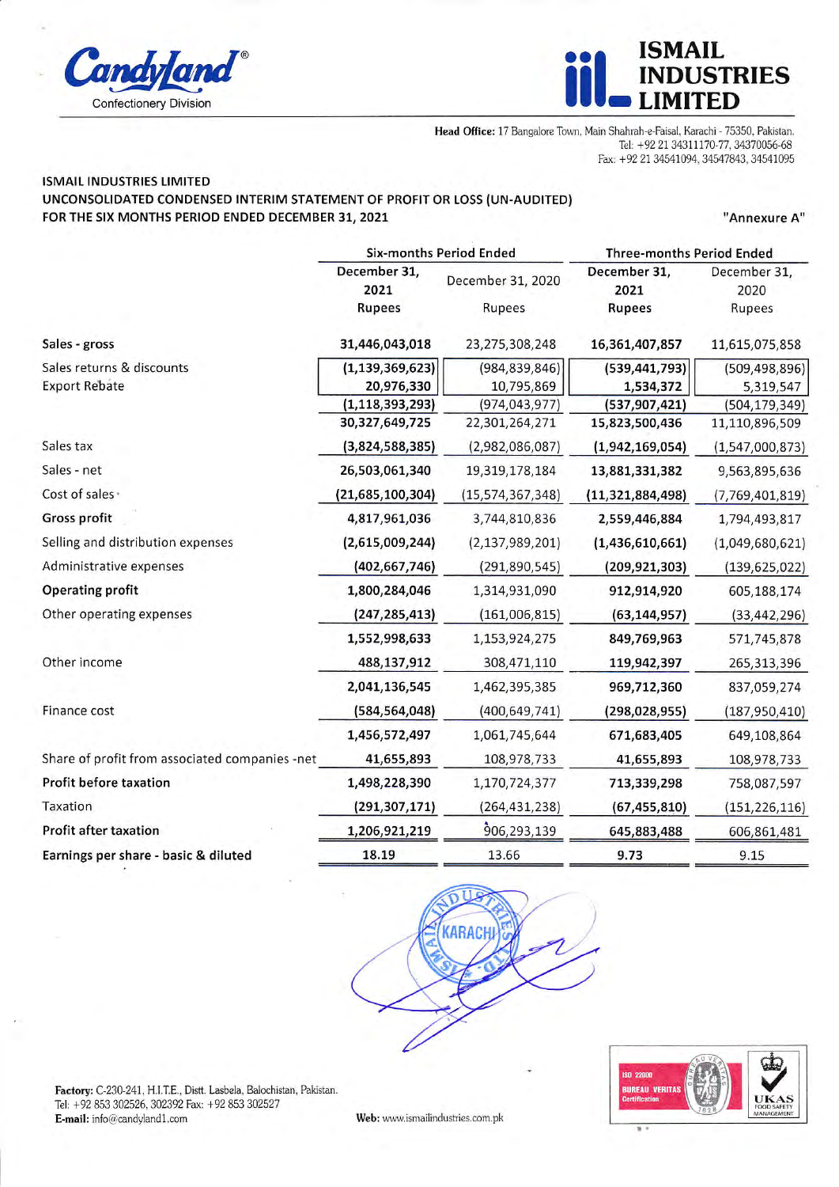Candyland®
Confectionery Division

# ISMAIL INDUSTRIES LIMITED

**Head Office:** 17 Bangalore Town, Main Shahrah-e-Faisal, Karachi - 75350, Pakistan.
Tel: +92 21 34311170-77, 34370056-68
Fax: +92 21 34541094, 34547843, 34541095

**ISMAIL INDUSTRIES LIMITED**
**UNCONSOLIDATED CONDENSED INTERIM STATEMENT OF PROFIT OR LOSS (UN-AUDITED)**
**FOR THE SIX MONTHS PERIOD ENDED DECEMBER 31, 2021**

"Annexure A"

| | Six-months Period Ended | | Three-months Period Ended | |
|---|---|---|---|---|
| | **December 31, 2021** | December 31, 2020 | **December 31, 2021** | December 31, 2020 |
| | **Rupees** | Rupees | **Rupees** | Rupees |
| **Sales - gross** | **31,446,043,018** | 23,275,308,248 | **16,361,407,857** | 11,615,075,858 |
| Sales returns & discounts | **(1,139,369,623)** | (984,839,846) | **(539,441,793)** | (509,498,896) |
| Export Rebate | **20,976,330** | 10,795,869 | **1,534,372** | 5,319,547 |
| | **(1,118,393,293)** | (974,043,977) | **(537,907,421)** | (504,179,349) |
| | **30,327,649,725** | 22,301,264,271 | **15,823,500,436** | 11,110,896,509 |
| Sales tax | **(3,824,588,385)** | (2,982,086,087) | **(1,942,169,054)** | (1,547,000,873) |
| Sales - net | **26,503,061,340** | 19,319,178,184 | **13,881,331,382** | 9,563,895,636 |
| Cost of sales | **(21,685,100,304)** | (15,574,367,348) | **(11,321,884,498)** | (7,769,401,819) |
| **Gross profit** | **4,817,961,036** | 3,744,810,836 | **2,559,446,884** | 1,794,493,817 |
| Selling and distribution expenses | **(2,615,009,244)** | (2,137,989,201) | **(1,436,610,661)** | (1,049,680,621) |
| Administrative expenses | **(402,667,746)** | (291,890,545) | **(209,921,303)** | (139,625,022) |
| **Operating profit** | **1,800,284,046** | 1,314,931,090 | **912,914,920** | 605,188,174 |
| Other operating expenses | **(247,285,413)** | (161,006,815) | **(63,144,957)** | (33,442,296) |
| | **1,552,998,633** | 1,153,924,275 | **849,769,963** | 571,745,878 |
| Other income | **488,137,912** | 308,471,110 | **119,942,397** | 265,313,396 |
| | **2,041,136,545** | 1,462,395,385 | **969,712,360** | 837,059,274 |
| Finance cost | **(584,564,048)** | (400,649,741) | **(298,028,955)** | (187,950,410) |
| | **1,456,572,497** | 1,061,745,644 | **671,683,405** | 649,108,864 |
| Share of profit from associated companies -net | **41,655,893** | 108,978,733 | **41,655,893** | 108,978,733 |
| **Profit before taxation** | **1,498,228,390** | 1,170,724,377 | **713,339,298** | 758,087,597 |
| Taxation | **(291,307,171)** | (264,431,238) | **(67,455,810)** | (151,226,116) |
| **Profit after taxation** | **1,206,921,219** | 906,293,139 | **645,883,488** | 606,861,481 |
| **Earnings per share - basic & diluted** | **18.19** | 13.66 | **9.73** | 9.15 |

**Factory:** C-230-241, H.I.T.E., Distt. Lasbela, Balochistan, Pakistan.
Tel: +92 853 302526, 302392 Fax: +92 853 302527
**E-mail:** info@candyland1.com

**Web:** www.ismailindustries.com.pk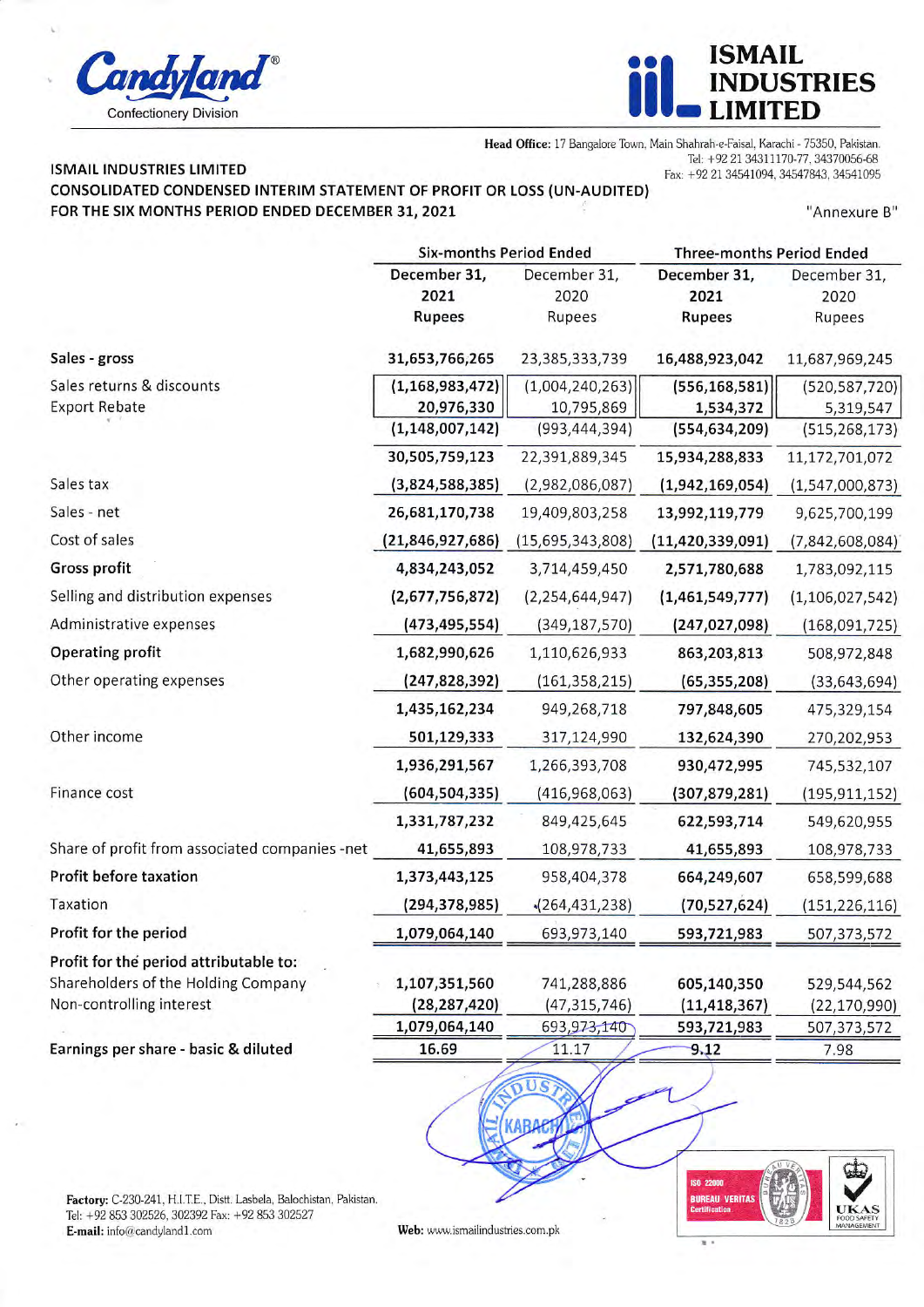Candyland®
Confectionery Division

**ISMAIL INDUSTRIES LIMITED**

**Head Office:** 17 Bangalore Town, Main Shahrah-e-Faisal, Karachi - 75350, Pakistan.
Tel: +92 21 34311170-77, 34370056-68
Fax: +92 21 34541094, 34547843, 34541095

**ISMAIL INDUSTRIES LIMITED**

**CONSOLIDATED CONDENSED INTERIM STATEMENT OF PROFIT OR LOSS (UN-AUDITED)**

**FOR THE SIX MONTHS PERIOD ENDED DECEMBER 31, 2021**

"Annexure B"

| | Six-months Period Ended | | Three-months Period Ended | |
|---|---|---|---|---|
| | **December 31, 2021 Rupees** | December 31, 2020 Rupees | **December 31, 2021 Rupees** | December 31, 2020 Rupees |
| **Sales - gross** | **31,653,766,265** | 23,385,333,739 | **16,488,923,042** | 11,687,969,245 |
| Sales returns & discounts | **(1,168,983,472)** | (1,004,240,263) | **(556,168,581)** | (520,587,720) |
| Export Rebate | **20,976,330** | 10,795,869 | **1,534,372** | 5,319,547 |
| | **(1,148,007,142)** | (993,444,394) | **(554,634,209)** | (515,268,173) |
| | **30,505,759,123** | 22,391,889,345 | **15,934,288,833** | 11,172,701,072 |
| Sales tax | **(3,824,588,385)** | (2,982,086,087) | **(1,942,169,054)** | (1,547,000,873) |
| Sales - net | **26,681,170,738** | 19,409,803,258 | **13,992,119,779** | 9,625,700,199 |
| Cost of sales | **(21,846,927,686)** | (15,695,343,808) | **(11,420,339,091)** | (7,842,608,084) |
| **Gross profit** | **4,834,243,052** | 3,714,459,450 | **2,571,780,688** | 1,783,092,115 |
| Selling and distribution expenses | **(2,677,756,872)** | (2,254,644,947) | **(1,461,549,777)** | (1,106,027,542) |
| Administrative expenses | **(473,495,554)** | (349,187,570) | **(247,027,098)** | (168,091,725) |
| **Operating profit** | **1,682,990,626** | 1,110,626,933 | **863,203,813** | 508,972,848 |
| Other operating expenses | **(247,828,392)** | (161,358,215) | **(65,355,208)** | (33,643,694) |
| | **1,435,162,234** | 949,268,718 | **797,848,605** | 475,329,154 |
| Other income | **501,129,333** | 317,124,990 | **132,624,390** | 270,202,953 |
| | **1,936,291,567** | 1,266,393,708 | **930,472,995** | 745,532,107 |
| Finance cost | **(604,504,335)** | (416,968,063) | **(307,879,281)** | (195,911,152) |
| | **1,331,787,232** | 849,425,645 | **622,593,714** | 549,620,955 |
| Share of profit from associated companies -net | **41,655,893** | 108,978,733 | **41,655,893** | 108,978,733 |
| **Profit before taxation** | **1,373,443,125** | 958,404,378 | **664,249,607** | 658,599,688 |
| Taxation | **(294,378,985)** | (264,431,238) | **(70,527,624)** | (151,226,116) |
| **Profit for the period** | **1,079,064,140** | 693,973,140 | **593,721,983** | 507,373,572 |
| **Profit for the period attributable to:** | | | | |
| Shareholders of the Holding Company | **1,107,351,560** | 741,288,886 | **605,140,350** | 529,544,562 |
| Non-controlling interest | **(28,287,420)** | (47,315,746) | **(11,418,367)** | (22,170,990) |
| | **1,079,064,140** | 693,973,140 | **593,721,983** | 507,373,572 |
| **Earnings per share - basic & diluted** | **16.69** | 11.17 | **9.12** | 7.98 |

**Factory:** C-230-241, H.I.T.E., Distt. Lasbela, Balochistan, Pakistan.
Tel: +92 853 302526, 302392 Fax: +92 853 302527
**E-mail:** info@candyland1.com

**Web:** www.ismailindustries.com.pk